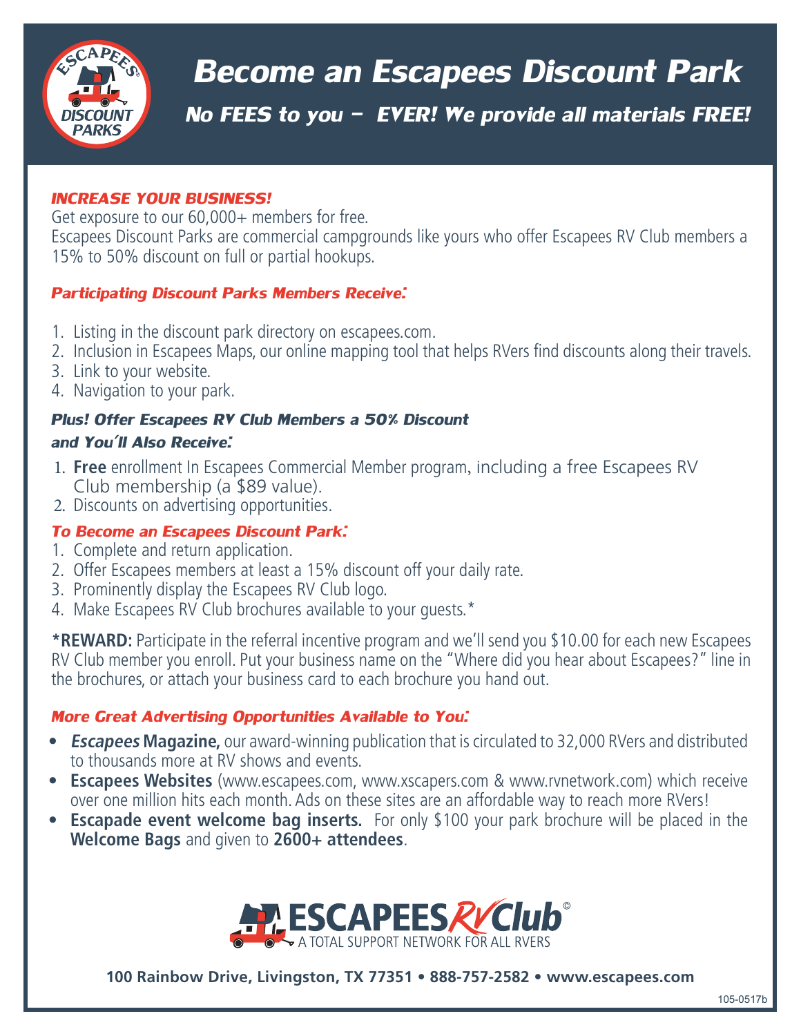# Become an Escapees Discount Park

## No FEES to you – EVER! We provide all materials FREE!

### INCREASE YOUR BUSINESS!

Get exposure to our 60,000+ members for free.
Escapees Discount Parks are commercial campgrounds like yours who offer Escapees RV Club members a 15% to 50% discount on full or partial hookups.

### Participating Discount Parks Members Receive:

1. Listing in the discount park directory on escapees.com.
2. Inclusion in Escapees Maps, our online mapping tool that helps RVers find discounts along their travels.
3. Link to your website.
4. Navigation to your park.

### Plus! Offer Escapees RV Club Members a 50% Discount and You'll Also Receive:

1. **Free** enrollment In Escapees Commercial Member program, including a free Escapees RV Club membership (a $89 value).
2. Discounts on advertising opportunities.

### To Become an Escapees Discount Park:

1. Complete and return application.
2. Offer Escapees members at least a 15% discount off your daily rate.
3. Prominently display the Escapees RV Club logo.
4. Make Escapees RV Club brochures available to your guests.*

***REWARD:** Participate in the referral incentive program and we'll send you $10.00 for each new Escapees RV Club member you enroll. Put your business name on the "Where did you hear about Escapees?" line in the brochures, or attach your business card to each brochure you hand out.

### More Great Advertising Opportunities Available to You:

- ***Escapees* Magazine,** our award-winning publication that is circulated to 32,000 RVers and distributed to thousands more at RV shows and events.
- **Escapees Websites** (www.escapees.com, www.xscapers.com & www.rvnetwork.com) which receive over one million hits each month. Ads on these sites are an affordable way to reach more RVers!
- **Escapade event welcome bag inserts.** For only $100 your park brochure will be placed in the **Welcome Bags** and given to **2600+ attendees**.

ESCAPEES RV Club©
A TOTAL SUPPORT NETWORK FOR ALL RVERS

**100 Rainbow Drive, Livingston, TX 77351 • 888-757-2582 • www.escapees.com**

105-0517b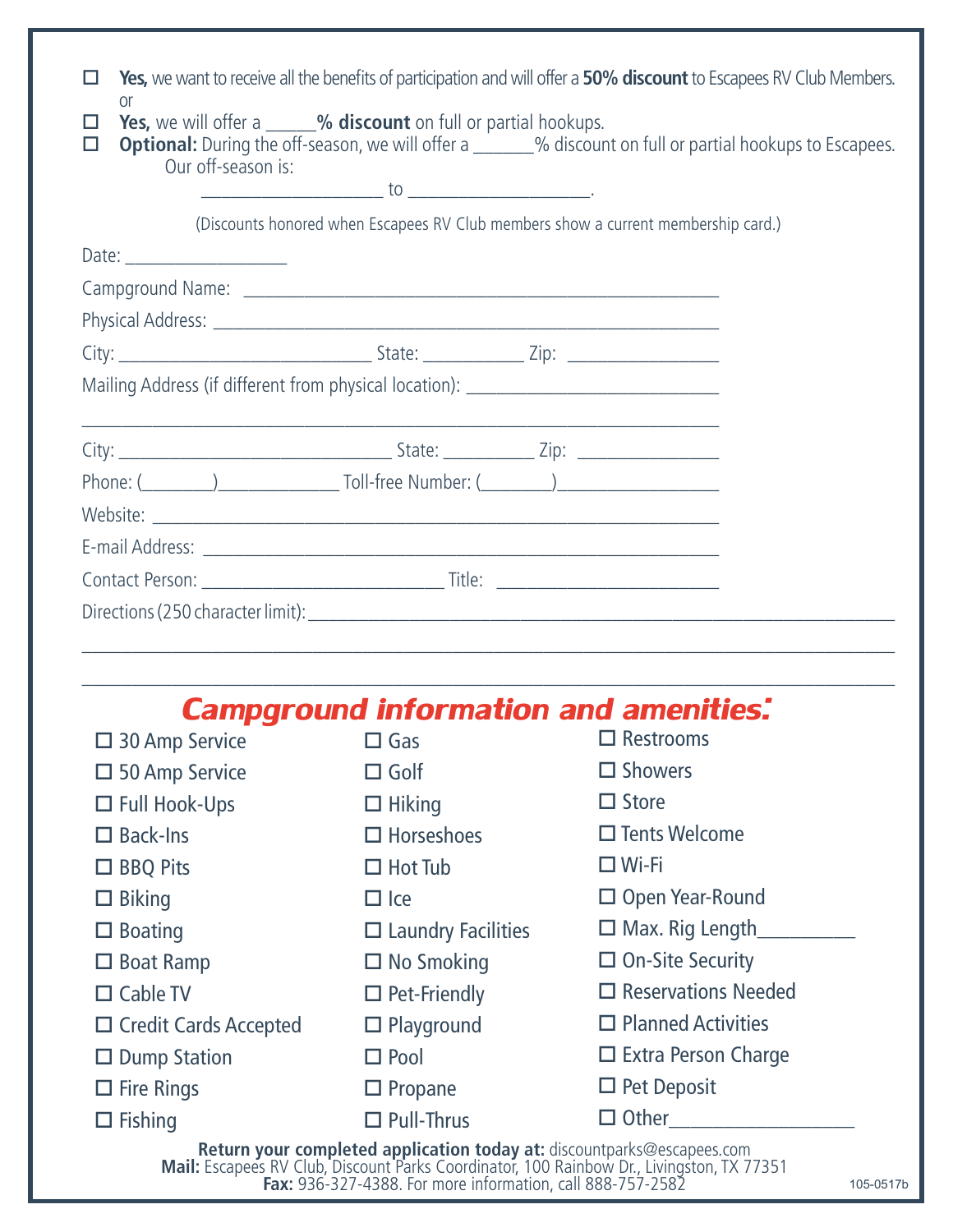☐ **Yes,** we want to receive all the benefits of participation and will offer a **50% discount** to Escapees RV Club Members.

or

☐ **Yes,** we will offer a ______**% discount** on full or partial hookups.

☐ **Optional:** During the off-season, we will offer a _______% discount on full or partial hookups to Escapees. Our off-season is:

____________________ to ____________________.

(Discounts honored when Escapees RV Club members show a current membership card.)

Date: __________________

Campground Name: ____________________________________________________

Physical Address: ______________________________________________________

City: ___________________________ State: ___________ Zip: ________________

Mailing Address (if different from physical location): ___________________________

______________________________________________________________________

City: ______________________________ State: __________ Zip: _______________

Phone: (________)_____________ Toll-free Number: (________)_________________

Website: ____________________________________________________________

E-mail Address: _______________________________________________________

Contact Person: __________________________ Title: ________________________

Directions (250 character limit): ______________________________________________________________

______________________________________________________________________

______________________________________________________________________

## Campground information and amenities:

- ☐ 30 Amp Service
- ☐ 50 Amp Service
- ☐ Full Hook-Ups
- ☐ Back-Ins
- ☐ BBQ Pits
- ☐ Biking
- ☐ Boating
- ☐ Boat Ramp
- ☐ Cable TV
- ☐ Credit Cards Accepted
- ☐ Dump Station
- ☐ Fire Rings
- ☐ Fishing
- ☐ Gas
- ☐ Golf
- ☐ Hiking
- ☐ Horseshoes
- ☐ Hot Tub
- ☐ Ice
- ☐ Laundry Facilities
- ☐ No Smoking
- ☐ Pet-Friendly
- ☐ Playground
- ☐ Pool
- ☐ Propane
- ☐ Pull-Thrus
- ☐ Restrooms
- ☐ Showers
- ☐ Store
- ☐ Tents Welcome
- ☐ Wi-Fi
- ☐ Open Year-Round
- ☐ Max. Rig Length_________
- ☐ On-Site Security
- ☐ Reservations Needed
- ☐ Planned Activities
- ☐ Extra Person Charge
- ☐ Pet Deposit
- ☐ Other__________________

**Return your completed application today at:** discountparks@escapees.com
**Mail:** Escapees RV Club, Discount Parks Coordinator, 100 Rainbow Dr., Livingston, TX 77351
**Fax:** 936-327-4388. For more information, call 888-757-2582

105-0517b